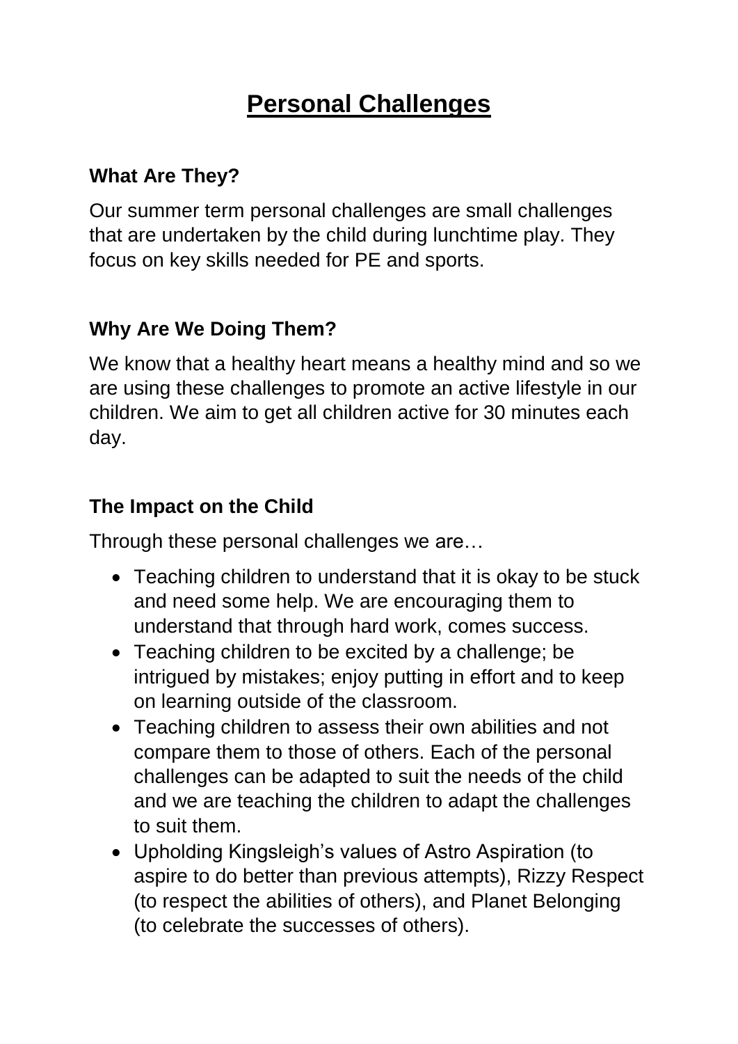# Personal Challenges

## What Are They?

Our summer term personal challenges are small challenges that are undertaken by the child during lunchtime play. They focus on key skills needed for PE and sports.

## Why Are We Doing Them?

We know that a healthy heart means a healthy mind and so we are using these challenges to promote an active lifestyle in our children. We aim to get all children active for 30 minutes each day.

## The Impact on the Child

Through these personal challenges we are…

- Teaching children to understand that it is okay to be stuck and need some help. We are encouraging them to understand that through hard work, comes success.
- Teaching children to be excited by a challenge; be intrigued by mistakes; enjoy putting in effort and to keep on learning outside of the classroom.
- Teaching children to assess their own abilities and not compare them to those of others. Each of the personal challenges can be adapted to suit the needs of the child and we are teaching the children to adapt the challenges to suit them.
- Upholding Kingsleigh's values of Astro Aspiration (to aspire to do better than previous attempts), Rizzy Respect (to respect the abilities of others), and Planet Belonging (to celebrate the successes of others).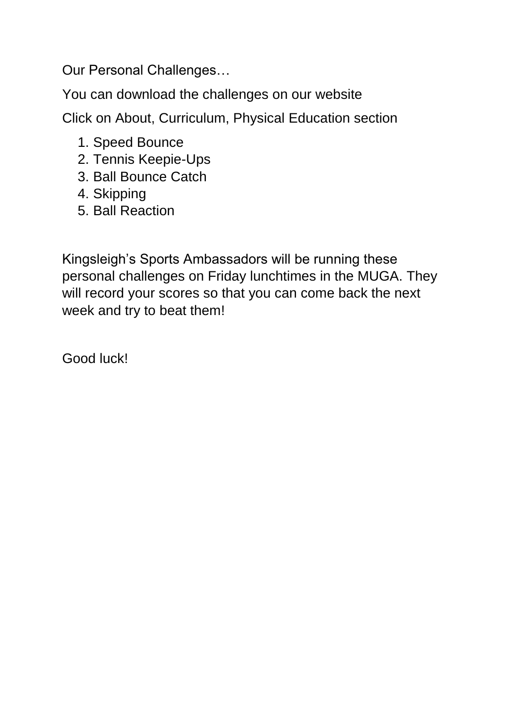Our Personal Challenges…

You can download the challenges on our website

Click on About, Curriculum, Physical Education section

1. Speed Bounce
2. Tennis Keepie-Ups
3. Ball Bounce Catch
4. Skipping
5. Ball Reaction

Kingsleigh's Sports Ambassadors will be running these personal challenges on Friday lunchtimes in the MUGA. They will record your scores so that you can come back the next week and try to beat them!

Good luck!